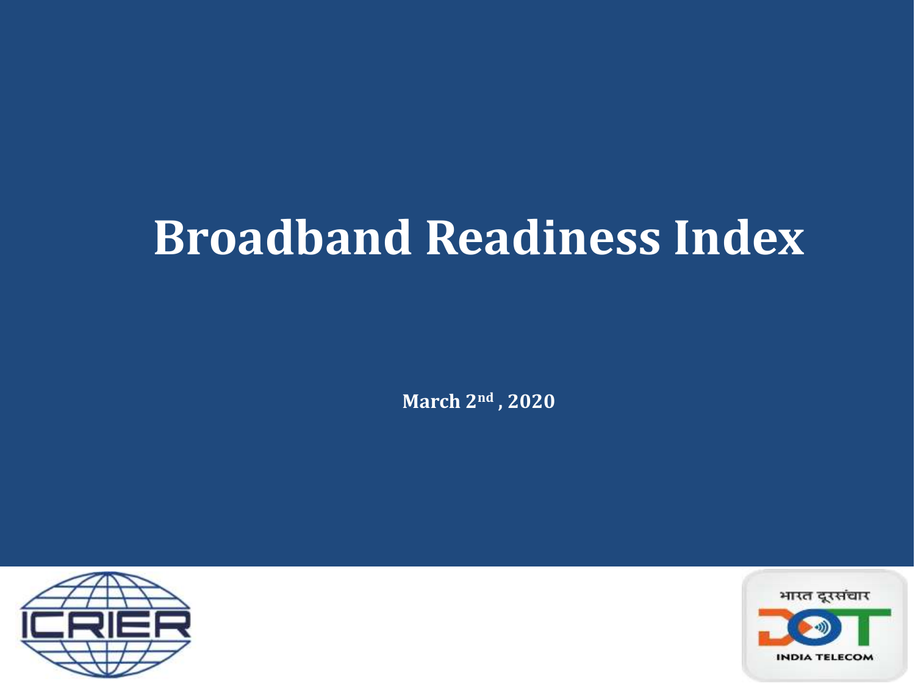# Broadband Readiness Index

**March 2nd , 2020**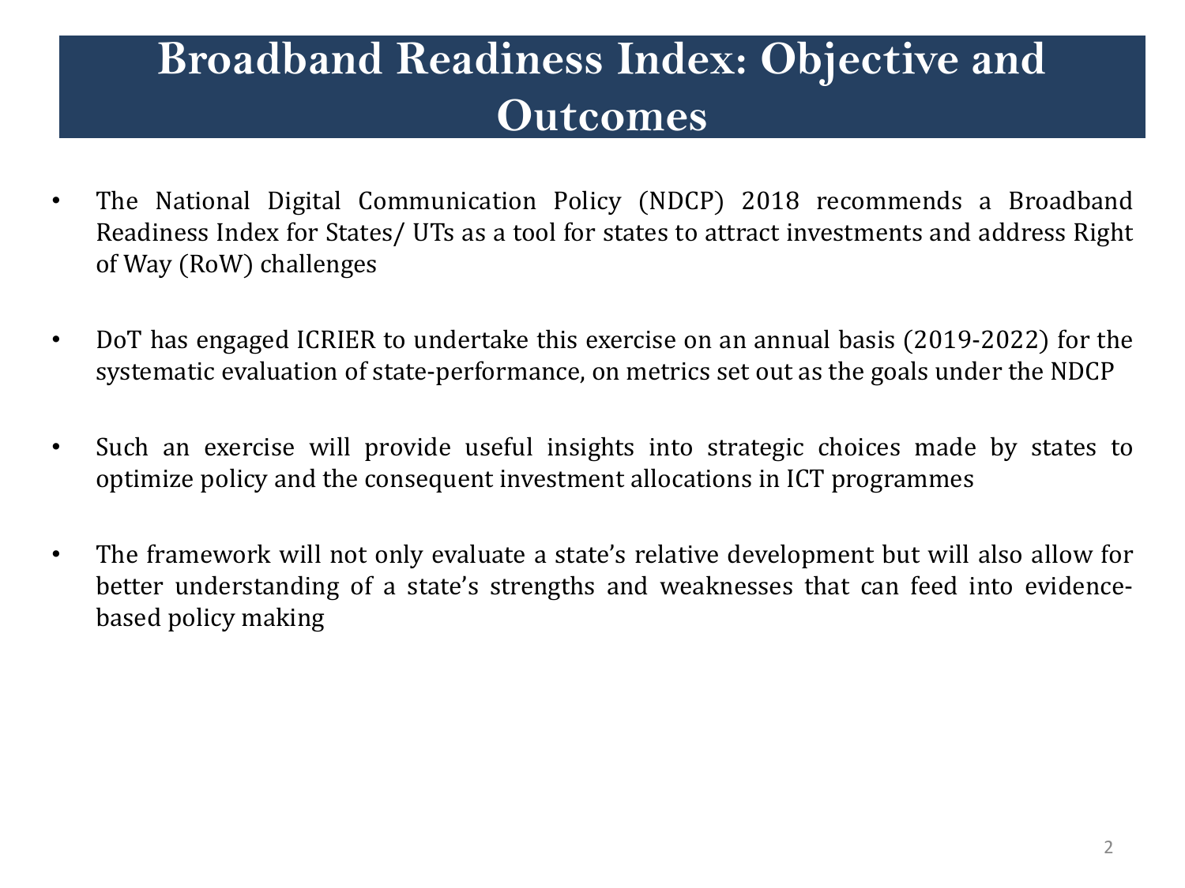# Broadband Readiness Index: Objective and Outcomes

- The National Digital Communication Policy (NDCP) 2018 recommends a Broadband Readiness Index for States/ UTs as a tool for states to attract investments and address Right of Way (RoW) challenges

- DoT has engaged ICRIER to undertake this exercise on an annual basis (2019-2022) for the systematic evaluation of state-performance, on metrics set out as the goals under the NDCP

- Such an exercise will provide useful insights into strategic choices made by states to optimize policy and the consequent investment allocations in ICT programmes

- The framework will not only evaluate a state's relative development but will also allow for better understanding of a state's strengths and weaknesses that can feed into evidence-based policy making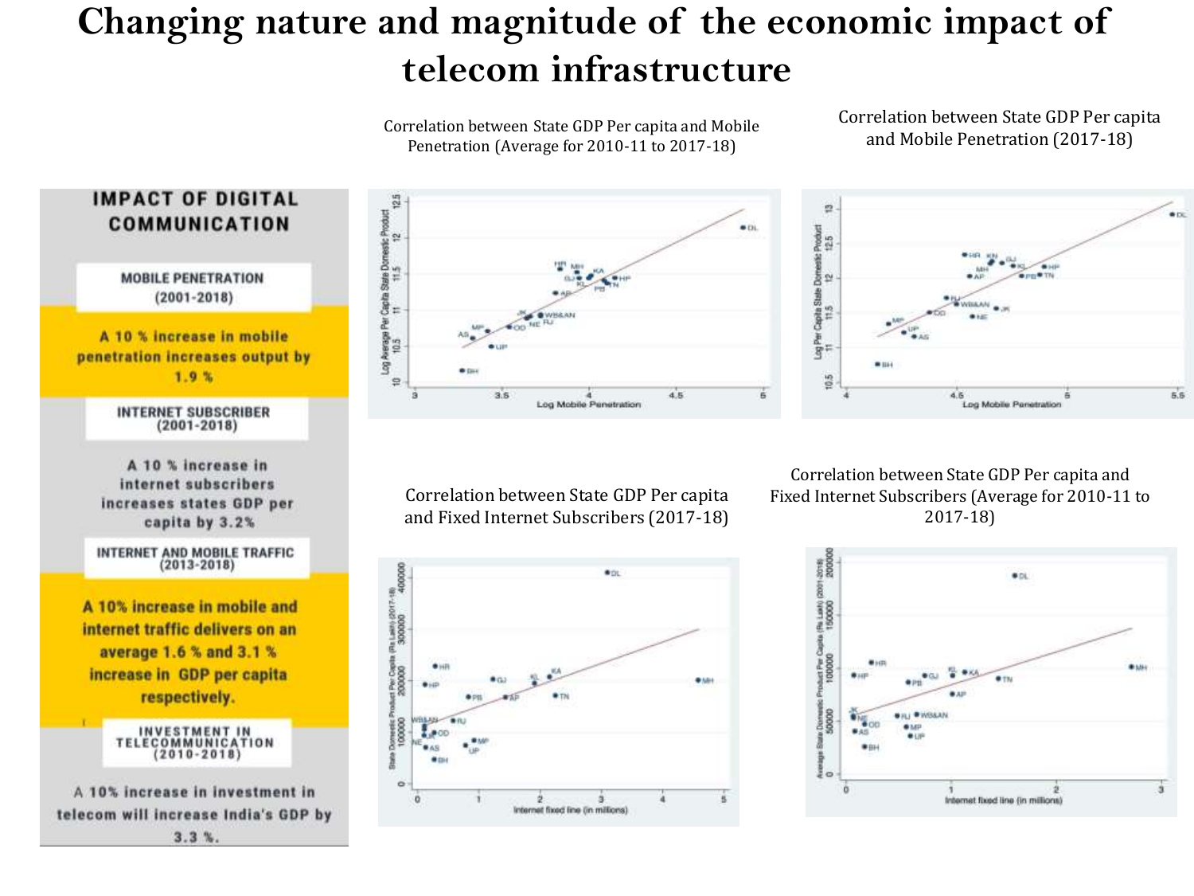# Changing nature and magnitude of the economic impact of telecom infrastructure

## IMPACT OF DIGITAL COMMUNICATION

**MOBILE PENETRATION (2001-2018)**

**A 10 % increase in mobile penetration increases output by 1.9 %**

**INTERNET SUBSCRIBER (2001-2018)**

A 10 % increase in internet subscribers increases states GDP per capita by 3.2%

**INTERNET AND MOBILE TRAFFIC (2013-2018)**

**A 10% increase in mobile and internet traffic delivers on an average 1.6 % and 3.1 % increase in GDP per capita respectively.**

**INVESTMENT IN TELECOMMUNICATION (2010-2018)**

A 10% increase in investment in telecom will increase India's GDP by 3.3 %.

Correlation between State GDP Per capita and Mobile Penetration (Average for 2010-11 to 2017-18)

Correlation between State GDP Per capita and Mobile Penetration (2017-18)

Correlation between State GDP Per capita and Fixed Internet Subscribers (2017-18)

Correlation between State GDP Per capita and Fixed Internet Subscribers (Average for 2010-11 to 2017-18)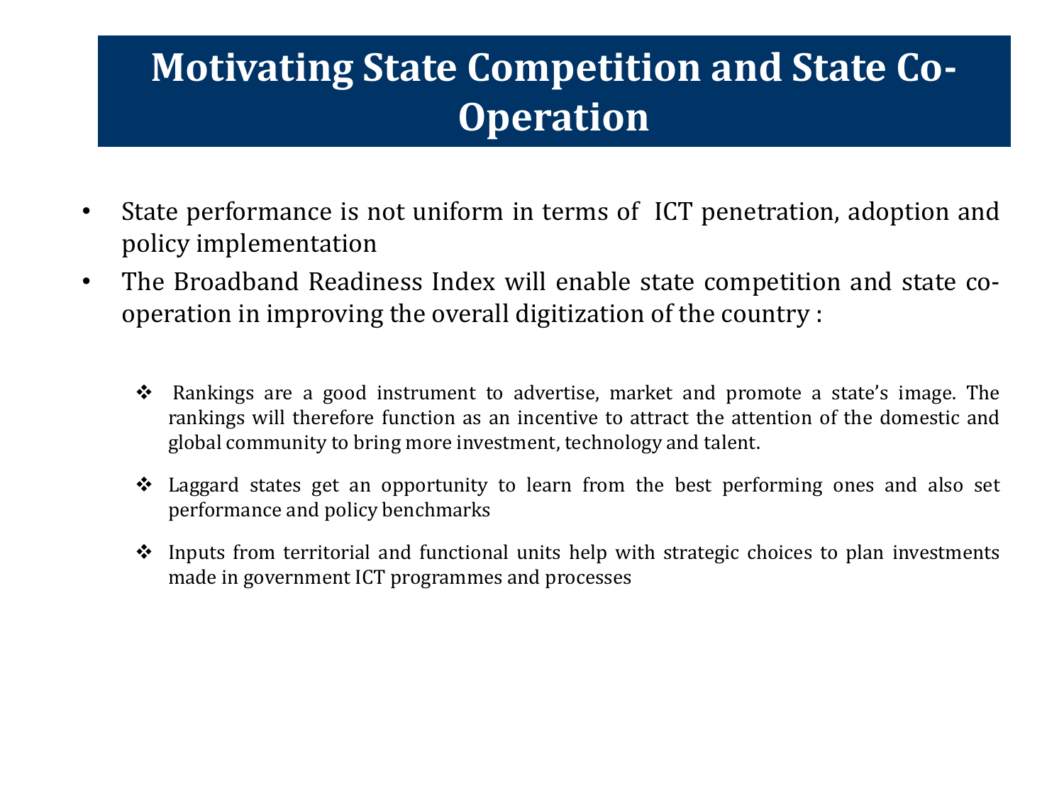# Motivating State Competition and State Co-Operation

- State performance is not uniform in terms of ICT penetration, adoption and policy implementation
- The Broadband Readiness Index will enable state competition and state co-operation in improving the overall digitization of the country :

    - Rankings are a good instrument to advertise, market and promote a state's image. The rankings will therefore function as an incentive to attract the attention of the domestic and global community to bring more investment, technology and talent.
    - Laggard states get an opportunity to learn from the best performing ones and also set performance and policy benchmarks
    - Inputs from territorial and functional units help with strategic choices to plan investments made in government ICT programmes and processes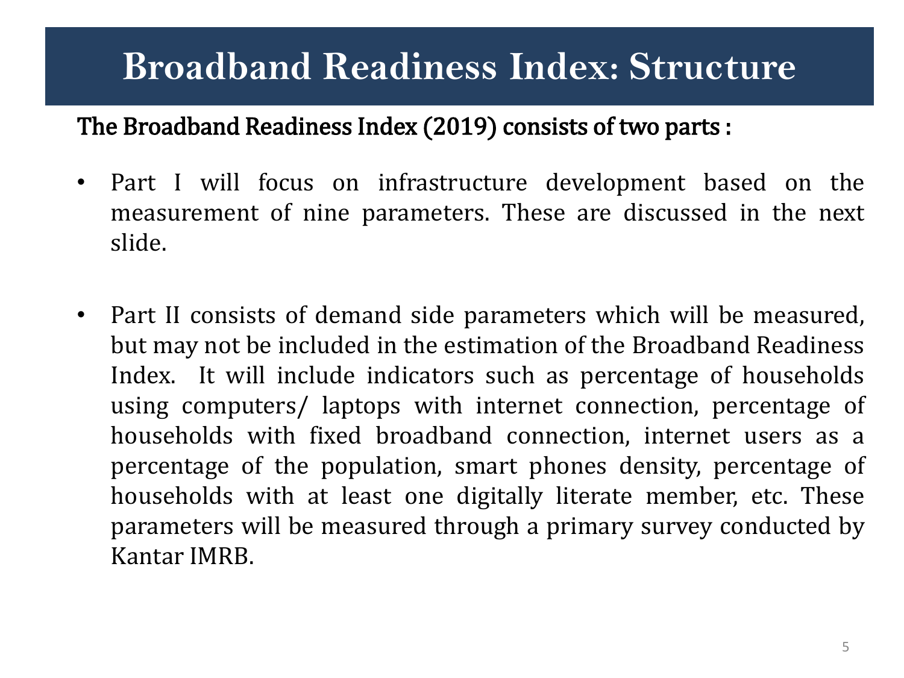# Broadband Readiness Index: Structure

**The Broadband Readiness Index (2019) consists of two parts :**

- Part I will focus on infrastructure development based on the measurement of nine parameters. These are discussed in the next slide.

- Part II consists of demand side parameters which will be measured, but may not be included in the estimation of the Broadband Readiness Index. It will include indicators such as percentage of households using computers/ laptops with internet connection, percentage of households with fixed broadband connection, internet users as a percentage of the population, smart phones density, percentage of households with at least one digitally literate member, etc. These parameters will be measured through a primary survey conducted by Kantar IMRB.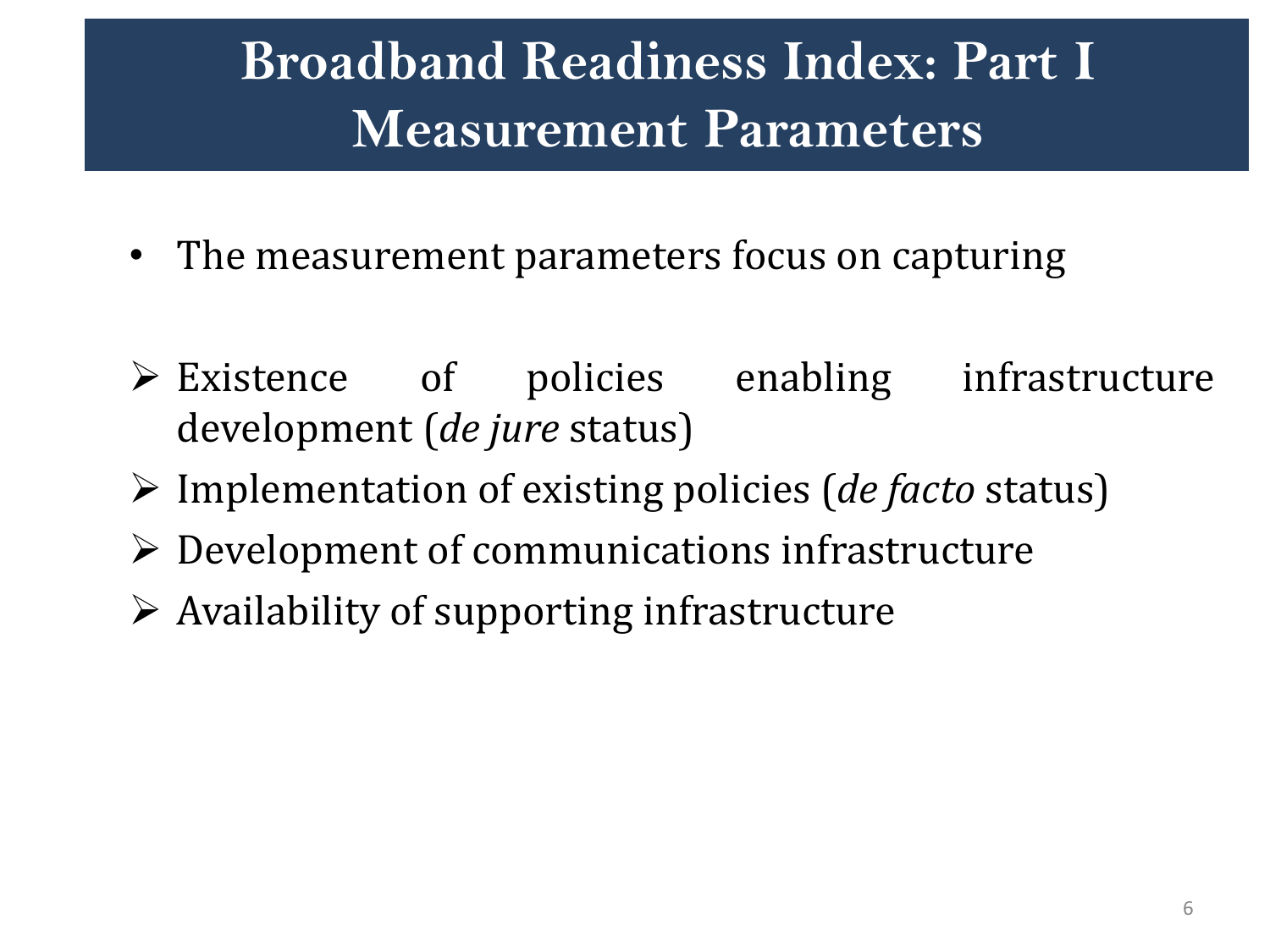# Broadband Readiness Index: Part I Measurement Parameters

- The measurement parameters focus on capturing

- Existence of policies enabling infrastructure development (*de jure* status)
- Implementation of existing policies (*de facto* status)
- Development of communications infrastructure
- Availability of supporting infrastructure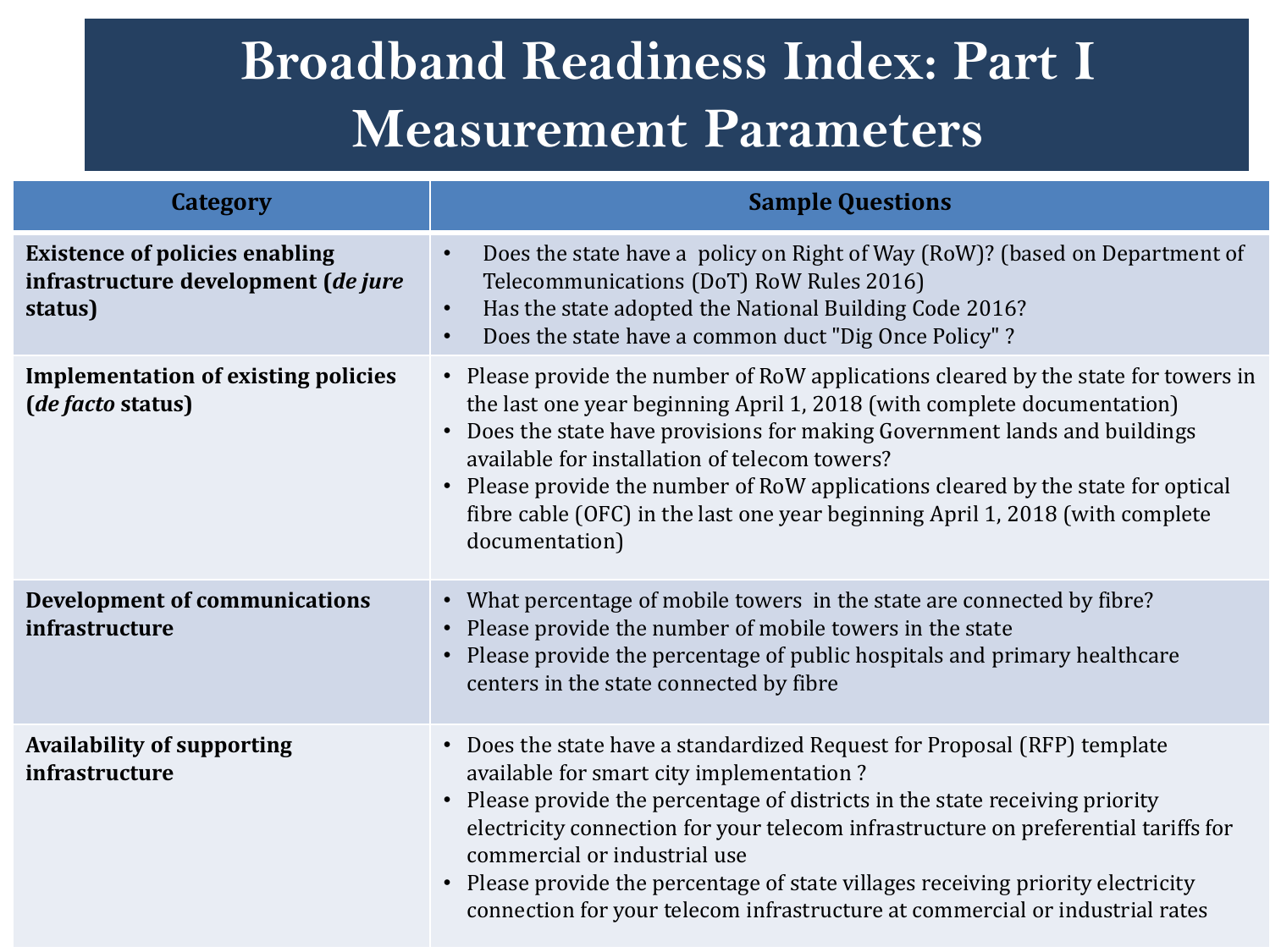# Broadband Readiness Index: Part I Measurement Parameters

| Category | Sample Questions |
|---|---|
| **Existence of policies enabling infrastructure development (*de jure* status)** | • Does the state have a policy on Right of Way (RoW)? (based on Department of Telecommunications (DoT) RoW Rules 2016)<br>• Has the state adopted the National Building Code 2016?<br>• Does the state have a common duct "Dig Once Policy" ? |
| **Implementation of existing policies (*de facto* status)** | • Please provide the number of RoW applications cleared by the state for towers in the last one year beginning April 1, 2018 (with complete documentation)<br>• Does the state have provisions for making Government lands and buildings available for installation of telecom towers?<br>• Please provide the number of RoW applications cleared by the state for optical fibre cable (OFC) in the last one year beginning April 1, 2018 (with complete documentation) |
| **Development of communications infrastructure** | • What percentage of mobile towers in the state are connected by fibre?<br>• Please provide the number of mobile towers in the state<br>• Please provide the percentage of public hospitals and primary healthcare centers in the state connected by fibre |
| **Availability of supporting infrastructure** | • Does the state have a standardized Request for Proposal (RFP) template available for smart city implementation ?<br>• Please provide the percentage of districts in the state receiving priority electricity connection for your telecom infrastructure on preferential tariffs for commercial or industrial use<br>• Please provide the percentage of state villages receiving priority electricity connection for your telecom infrastructure at commercial or industrial rates |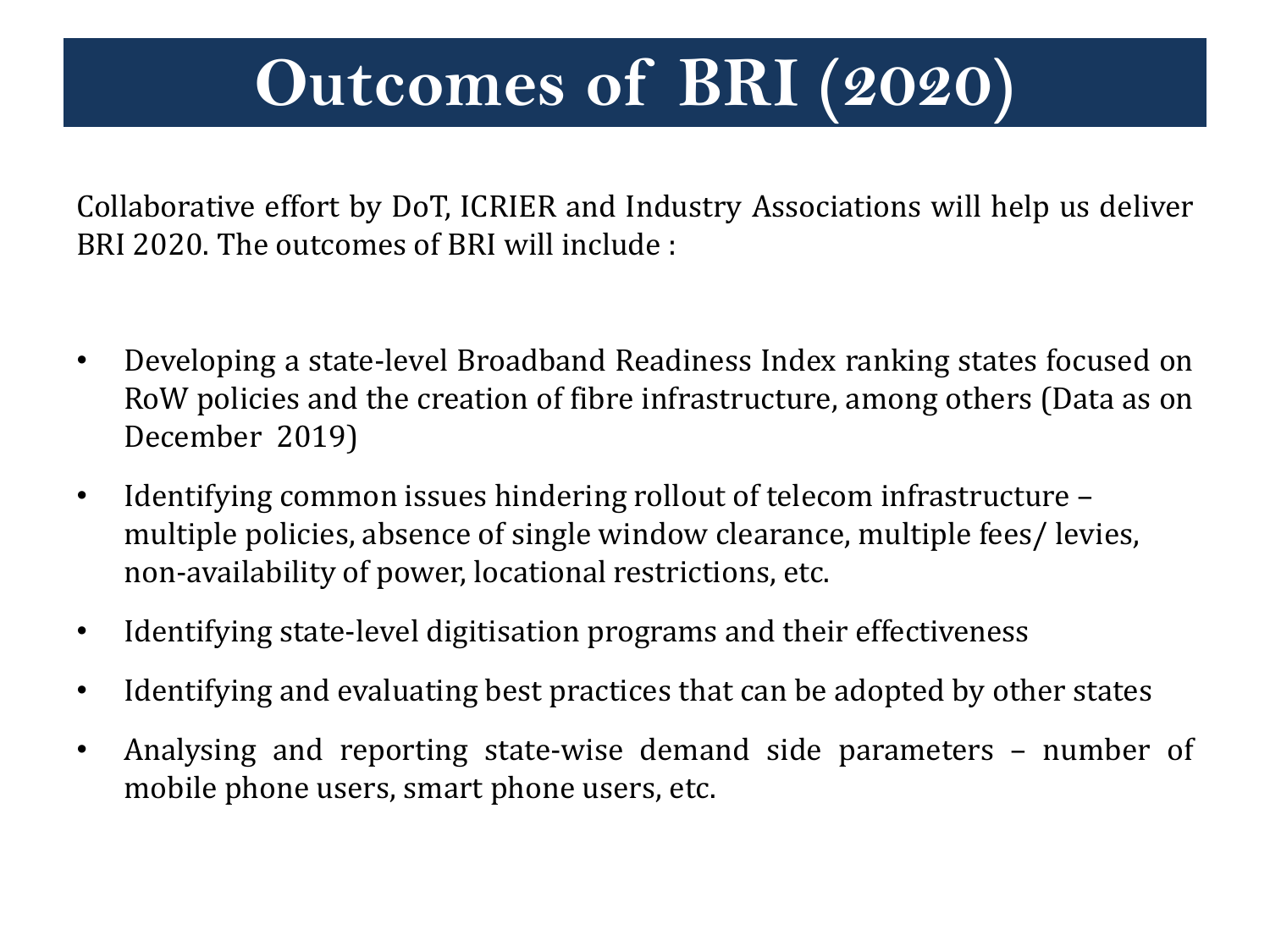# Outcomes of BRI (2020)

Collaborative effort by DoT, ICRIER and Industry Associations will help us deliver BRI 2020. The outcomes of BRI will include :

- Developing a state-level Broadband Readiness Index ranking states focused on RoW policies and the creation of fibre infrastructure, among others (Data as on December 2019)
- Identifying common issues hindering rollout of telecom infrastructure – multiple policies, absence of single window clearance, multiple fees/ levies, non-availability of power, locational restrictions, etc.
- Identifying state-level digitisation programs and their effectiveness
- Identifying and evaluating best practices that can be adopted by other states
- Analysing and reporting state-wise demand side parameters – number of mobile phone users, smart phone users, etc.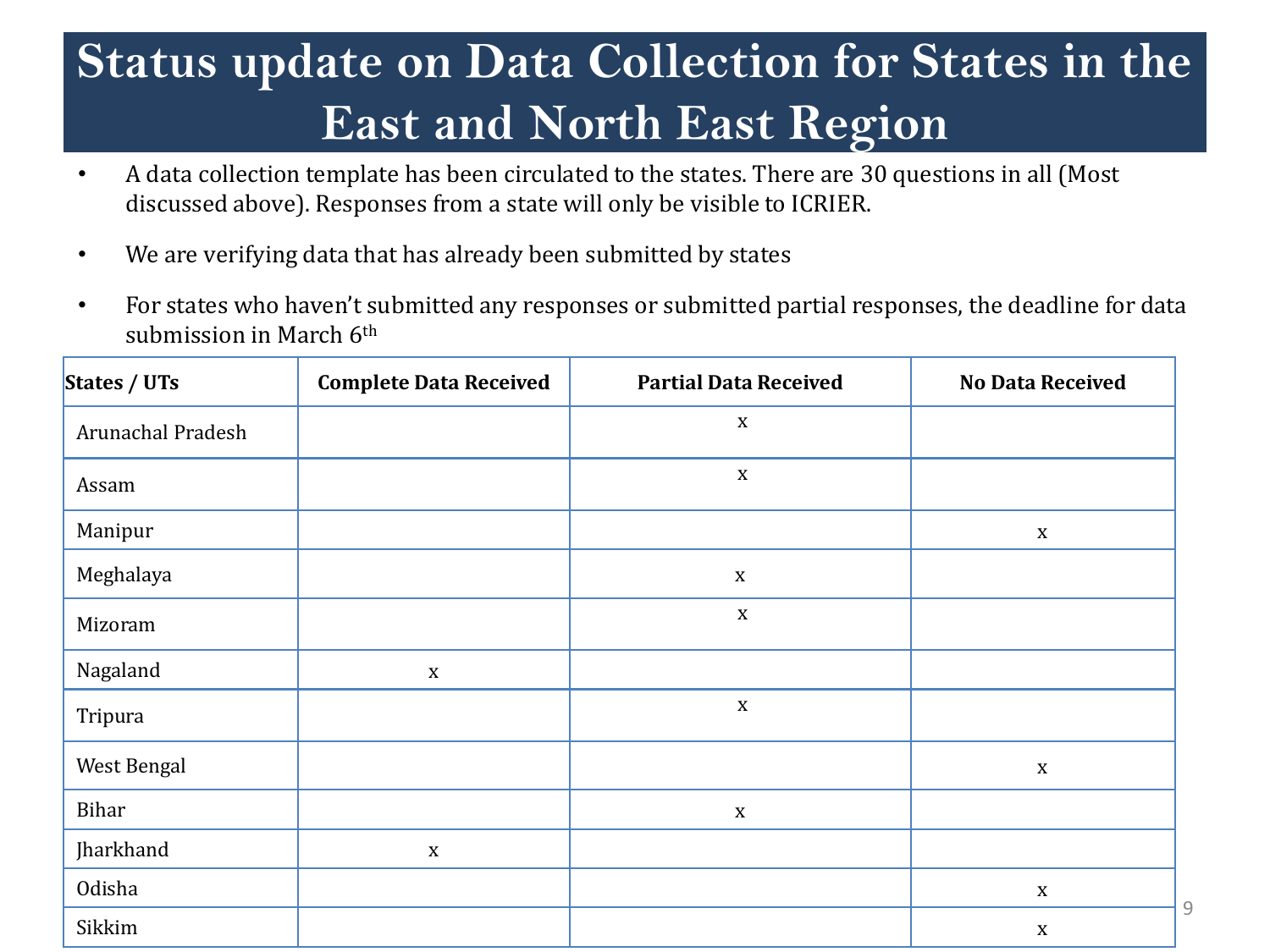# Status update on Data Collection for States in the East and North East Region

- A data collection template has been circulated to the states. There are 30 questions in all (Most discussed above). Responses from a state will only be visible to ICRIER.
- We are verifying data that has already been submitted by states
- For states who haven't submitted any responses or submitted partial responses, the deadline for data submission in March 6th

| States / UTs | Complete Data Received | Partial Data Received | No Data Received |
|---|---|---|---|
| Arunachal Pradesh | | x | |
| Assam | | x | |
| Manipur | | | x |
| Meghalaya | | x | |
| Mizoram | | x | |
| Nagaland | x | | |
| Tripura | | x | |
| West Bengal | | | x |
| Bihar | | x | |
| Jharkhand | x | | |
| Odisha | | | x |
| Sikkim | | | x |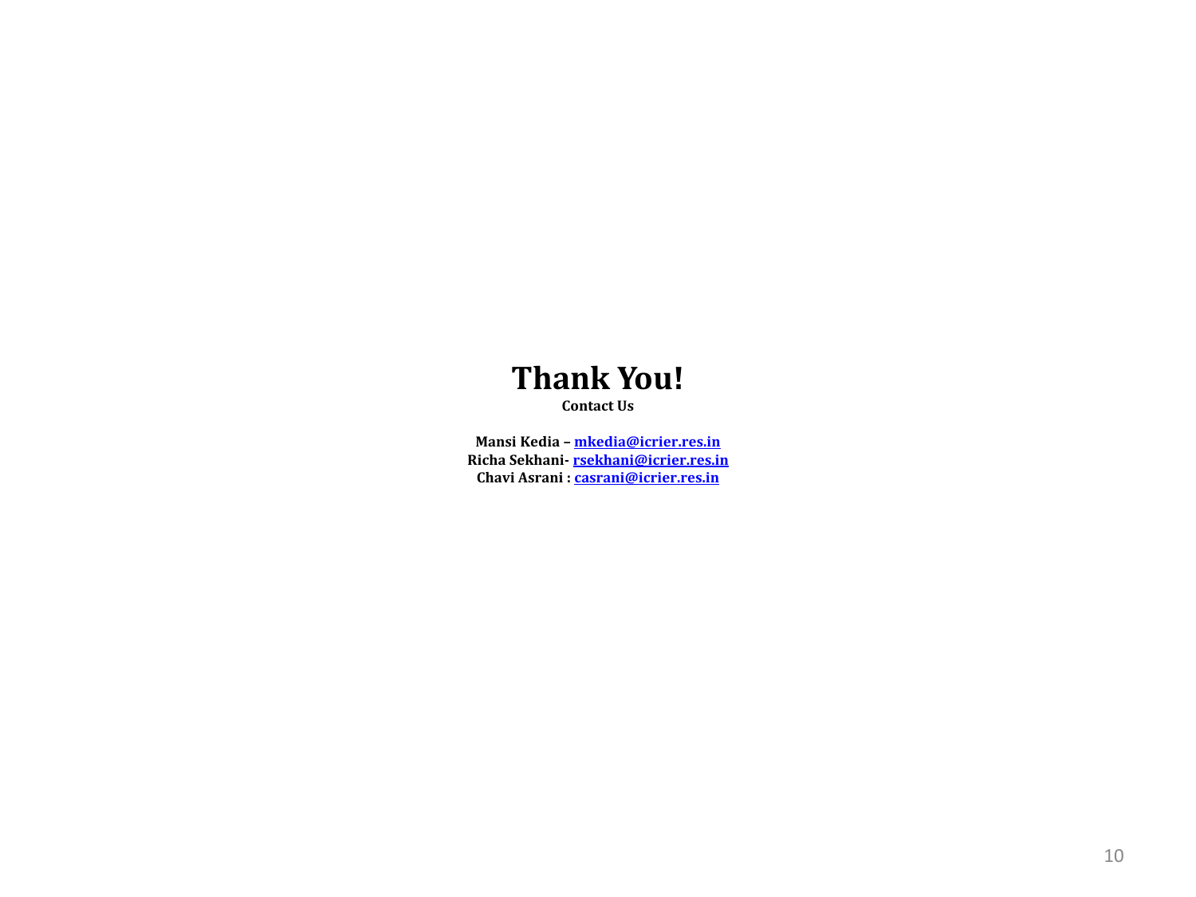# Thank You!

**Contact Us**

**Mansi Kedia – [mkedia@icrier.res.in](mailto:mkedia@icrier.res.in)**
**Richa Sekhani- [rsekhani@icrier.res.in](mailto:rsekhani@icrier.res.in)**
**Chavi Asrani : [casrani@icrier.res.in](mailto:casrani@icrier.res.in)**